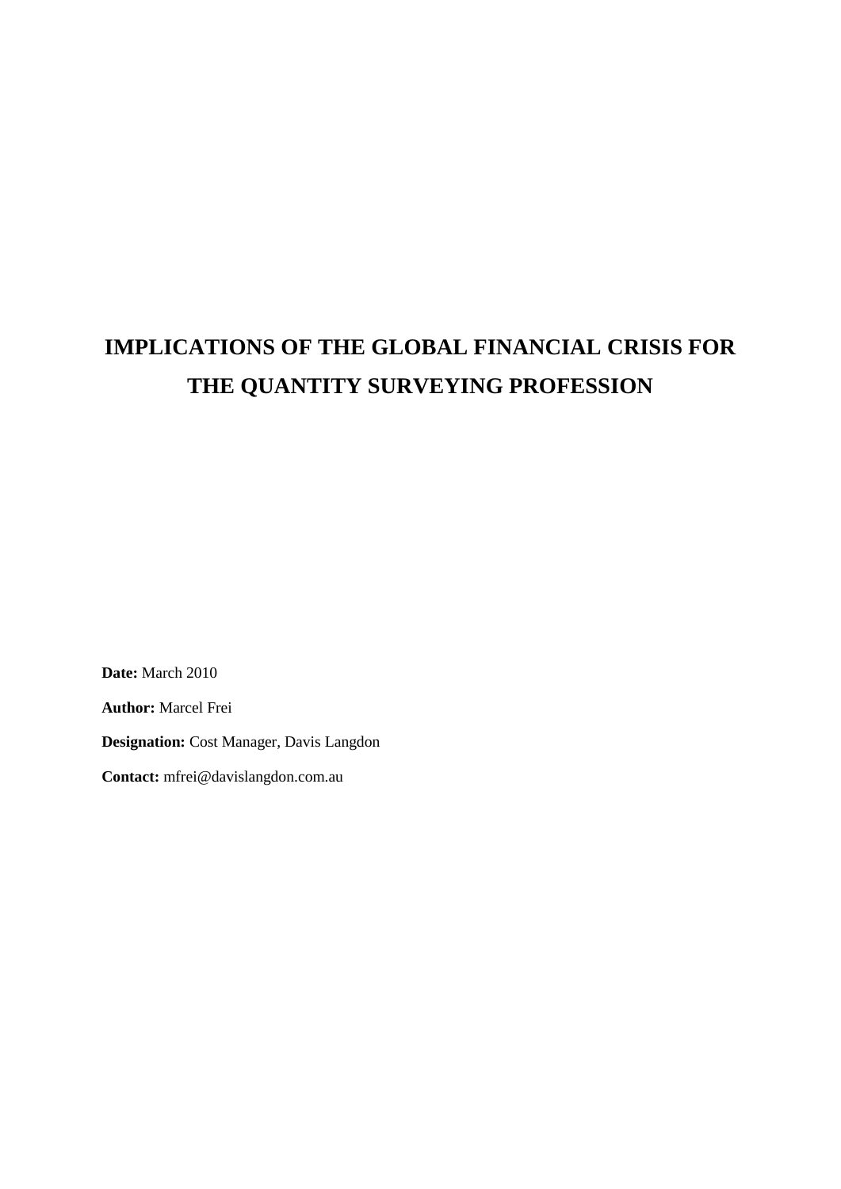# IMPLICATIONS OF THE GLOBAL FINANCIAL CRISIS FOR THE QUANTITY SURVEYING PROFESSION

**Date:** March 2010

**Author:** Marcel Frei

**Designation:** Cost Manager, Davis Langdon

**Contact:** mfrei@davislangdon.com.au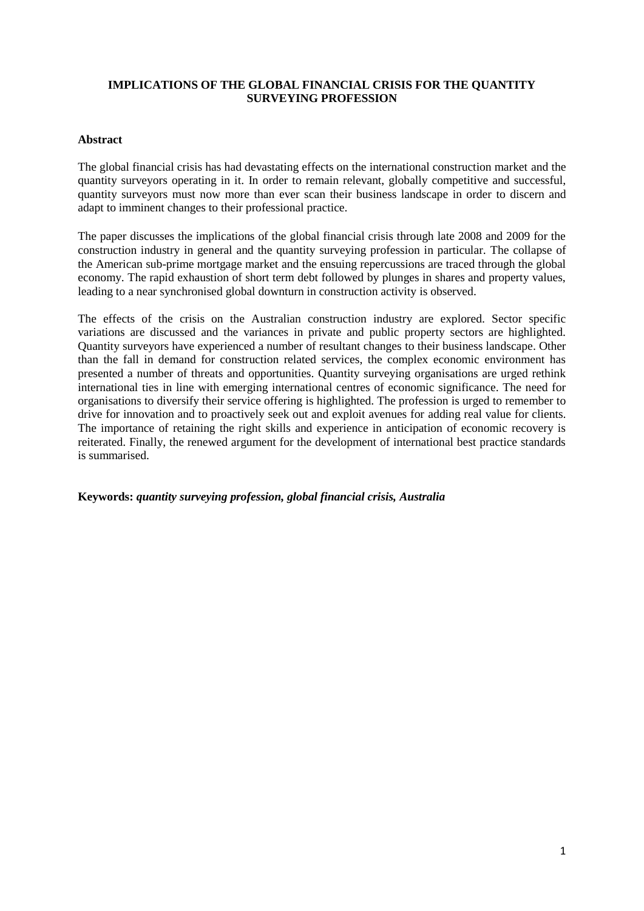# IMPLICATIONS OF THE GLOBAL FINANCIAL CRISIS FOR THE QUANTITY SURVEYING PROFESSION

## Abstract

The global financial crisis has had devastating effects on the international construction market and the quantity surveyors operating in it. In order to remain relevant, globally competitive and successful, quantity surveyors must now more than ever scan their business landscape in order to discern and adapt to imminent changes to their professional practice.

The paper discusses the implications of the global financial crisis through late 2008 and 2009 for the construction industry in general and the quantity surveying profession in particular. The collapse of the American sub-prime mortgage market and the ensuing repercussions are traced through the global economy. The rapid exhaustion of short term debt followed by plunges in shares and property values, leading to a near synchronised global downturn in construction activity is observed.

The effects of the crisis on the Australian construction industry are explored. Sector specific variations are discussed and the variances in private and public property sectors are highlighted. Quantity surveyors have experienced a number of resultant changes to their business landscape. Other than the fall in demand for construction related services, the complex economic environment has presented a number of threats and opportunities. Quantity surveying organisations are urged rethink international ties in line with emerging international centres of economic significance. The need for organisations to diversify their service offering is highlighted. The profession is urged to remember to drive for innovation and to proactively seek out and exploit avenues for adding real value for clients. The importance of retaining the right skills and experience in anticipation of economic recovery is reiterated. Finally, the renewed argument for the development of international best practice standards is summarised.

**Keywords:** ***quantity surveying profession, global financial crisis, Australia***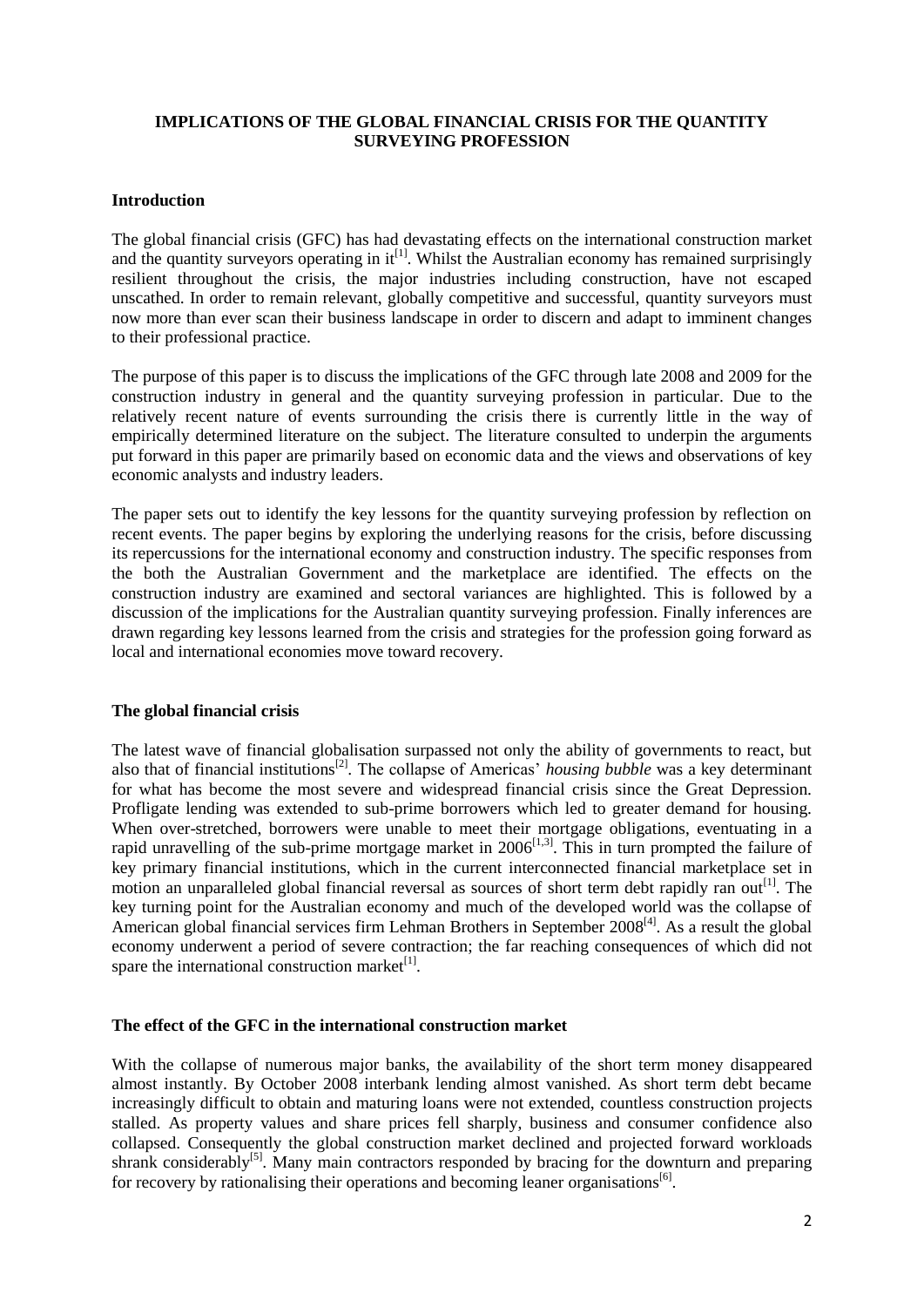**IMPLICATIONS OF THE GLOBAL FINANCIAL CRISIS FOR THE QUANTITY SURVEYING PROFESSION**

## Introduction

The global financial crisis (GFC) has had devastating effects on the international construction market and the quantity surveyors operating in it[1]. Whilst the Australian economy has remained surprisingly resilient throughout the crisis, the major industries including construction, have not escaped unscathed. In order to remain relevant, globally competitive and successful, quantity surveyors must now more than ever scan their business landscape in order to discern and adapt to imminent changes to their professional practice.

The purpose of this paper is to discuss the implications of the GFC through late 2008 and 2009 for the construction industry in general and the quantity surveying profession in particular. Due to the relatively recent nature of events surrounding the crisis there is currently little in the way of empirically determined literature on the subject. The literature consulted to underpin the arguments put forward in this paper are primarily based on economic data and the views and observations of key economic analysts and industry leaders.

The paper sets out to identify the key lessons for the quantity surveying profession by reflection on recent events. The paper begins by exploring the underlying reasons for the crisis, before discussing its repercussions for the international economy and construction industry. The specific responses from the both the Australian Government and the marketplace are identified. The effects on the construction industry are examined and sectoral variances are highlighted. This is followed by a discussion of the implications for the Australian quantity surveying profession. Finally inferences are drawn regarding key lessons learned from the crisis and strategies for the profession going forward as local and international economies move toward recovery.

## The global financial crisis

The latest wave of financial globalisation surpassed not only the ability of governments to react, but also that of financial institutions[2]. The collapse of Americas' *housing bubble* was a key determinant for what has become the most severe and widespread financial crisis since the Great Depression. Profligate lending was extended to sub-prime borrowers which led to greater demand for housing. When over-stretched, borrowers were unable to meet their mortgage obligations, eventuating in a rapid unravelling of the sub-prime mortgage market in 2006[1,3]. This in turn prompted the failure of key primary financial institutions, which in the current interconnected financial marketplace set in motion an unparalleled global financial reversal as sources of short term debt rapidly ran out[1]. The key turning point for the Australian economy and much of the developed world was the collapse of American global financial services firm Lehman Brothers in September 2008[4]. As a result the global economy underwent a period of severe contraction; the far reaching consequences of which did not spare the international construction market[1].

## The effect of the GFC in the international construction market

With the collapse of numerous major banks, the availability of the short term money disappeared almost instantly. By October 2008 interbank lending almost vanished. As short term debt became increasingly difficult to obtain and maturing loans were not extended, countless construction projects stalled. As property values and share prices fell sharply, business and consumer confidence also collapsed. Consequently the global construction market declined and projected forward workloads shrank considerably[5]. Many main contractors responded by bracing for the downturn and preparing for recovery by rationalising their operations and becoming leaner organisations[6].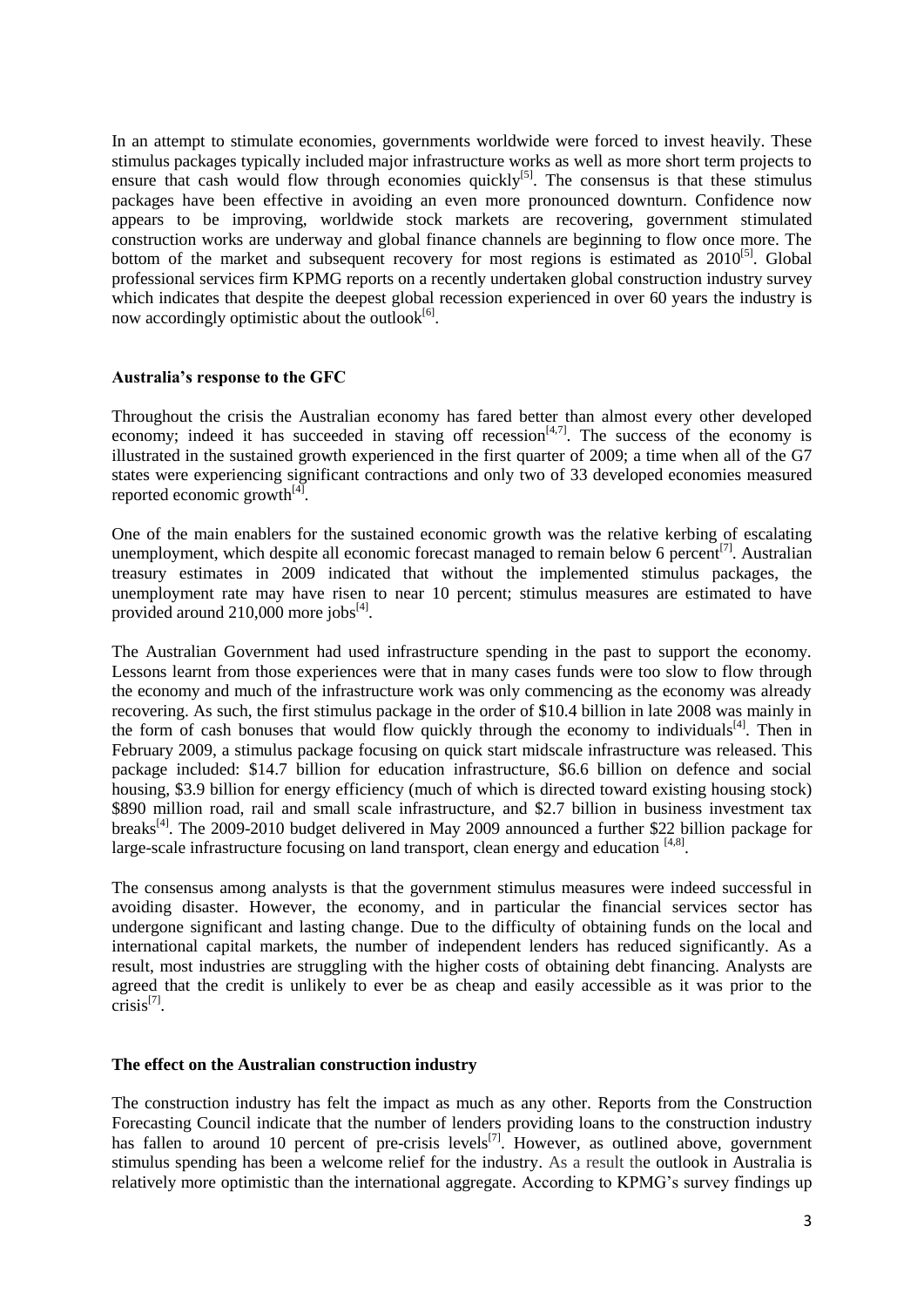In an attempt to stimulate economies, governments worldwide were forced to invest heavily. These stimulus packages typically included major infrastructure works as well as more short term projects to ensure that cash would flow through economies quickly[5]. The consensus is that these stimulus packages have been effective in avoiding an even more pronounced downturn. Confidence now appears to be improving, worldwide stock markets are recovering, government stimulated construction works are underway and global finance channels are beginning to flow once more. The bottom of the market and subsequent recovery for most regions is estimated as 2010[5]. Global professional services firm KPMG reports on a recently undertaken global construction industry survey which indicates that despite the deepest global recession experienced in over 60 years the industry is now accordingly optimistic about the outlook[6].

**Australia's response to the GFC**

Throughout the crisis the Australian economy has fared better than almost every other developed economy; indeed it has succeeded in staving off recession[4,7]. The success of the economy is illustrated in the sustained growth experienced in the first quarter of 2009; a time when all of the G7 states were experiencing significant contractions and only two of 33 developed economies measured reported economic growth[4].

One of the main enablers for the sustained economic growth was the relative kerbing of escalating unemployment, which despite all economic forecast managed to remain below 6 percent[7]. Australian treasury estimates in 2009 indicated that without the implemented stimulus packages, the unemployment rate may have risen to near 10 percent; stimulus measures are estimated to have provided around 210,000 more jobs[4].

The Australian Government had used infrastructure spending in the past to support the economy. Lessons learnt from those experiences were that in many cases funds were too slow to flow through the economy and much of the infrastructure work was only commencing as the economy was already recovering. As such, the first stimulus package in the order of $10.4 billion in late 2008 was mainly in the form of cash bonuses that would flow quickly through the economy to individuals[4]. Then in February 2009, a stimulus package focusing on quick start midscale infrastructure was released. This package included: $14.7 billion for education infrastructure, $6.6 billion on defence and social housing, $3.9 billion for energy efficiency (much of which is directed toward existing housing stock) $890 million road, rail and small scale infrastructure, and $2.7 billion in business investment tax breaks[4]. The 2009-2010 budget delivered in May 2009 announced a further $22 billion package for large-scale infrastructure focusing on land transport, clean energy and education [4,8].

The consensus among analysts is that the government stimulus measures were indeed successful in avoiding disaster. However, the economy, and in particular the financial services sector has undergone significant and lasting change. Due to the difficulty of obtaining funds on the local and international capital markets, the number of independent lenders has reduced significantly. As a result, most industries are struggling with the higher costs of obtaining debt financing. Analysts are agreed that the credit is unlikely to ever be as cheap and easily accessible as it was prior to the crisis[7].

**The effect on the Australian construction industry**

The construction industry has felt the impact as much as any other. Reports from the Construction Forecasting Council indicate that the number of lenders providing loans to the construction industry has fallen to around 10 percent of pre-crisis levels[7]. However, as outlined above, government stimulus spending has been a welcome relief for the industry. As a result the outlook in Australia is relatively more optimistic than the international aggregate. According to KPMG's survey findings up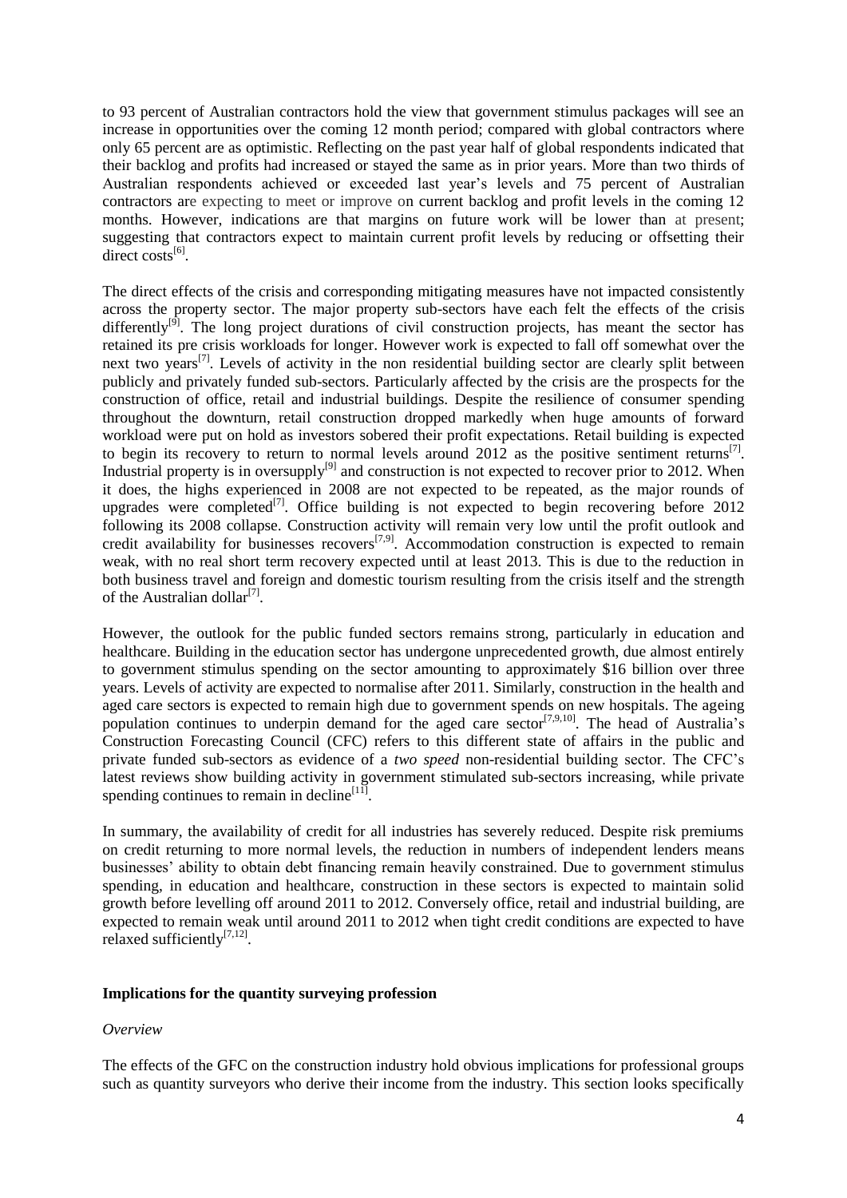to 93 percent of Australian contractors hold the view that government stimulus packages will see an increase in opportunities over the coming 12 month period; compared with global contractors where only 65 percent are as optimistic. Reflecting on the past year half of global respondents indicated that their backlog and profits had increased or stayed the same as in prior years. More than two thirds of Australian respondents achieved or exceeded last year's levels and 75 percent of Australian contractors are expecting to meet or improve on current backlog and profit levels in the coming 12 months. However, indications are that margins on future work will be lower than at present; suggesting that contractors expect to maintain current profit levels by reducing or offsetting their direct costs[6].

The direct effects of the crisis and corresponding mitigating measures have not impacted consistently across the property sector. The major property sub-sectors have each felt the effects of the crisis differently[9]. The long project durations of civil construction projects, has meant the sector has retained its pre crisis workloads for longer. However work is expected to fall off somewhat over the next two years[7]. Levels of activity in the non residential building sector are clearly split between publicly and privately funded sub-sectors. Particularly affected by the crisis are the prospects for the construction of office, retail and industrial buildings. Despite the resilience of consumer spending throughout the downturn, retail construction dropped markedly when huge amounts of forward workload were put on hold as investors sobered their profit expectations. Retail building is expected to begin its recovery to return to normal levels around 2012 as the positive sentiment returns[7]. Industrial property is in oversupply[9] and construction is not expected to recover prior to 2012. When it does, the highs experienced in 2008 are not expected to be repeated, as the major rounds of upgrades were completed[7]. Office building is not expected to begin recovering before 2012 following its 2008 collapse. Construction activity will remain very low until the profit outlook and credit availability for businesses recovers[7,9]. Accommodation construction is expected to remain weak, with no real short term recovery expected until at least 2013. This is due to the reduction in both business travel and foreign and domestic tourism resulting from the crisis itself and the strength of the Australian dollar[7].

However, the outlook for the public funded sectors remains strong, particularly in education and healthcare. Building in the education sector has undergone unprecedented growth, due almost entirely to government stimulus spending on the sector amounting to approximately $16 billion over three years. Levels of activity are expected to normalise after 2011. Similarly, construction in the health and aged care sectors is expected to remain high due to government spends on new hospitals. The ageing population continues to underpin demand for the aged care sector[7,9,10]. The head of Australia's Construction Forecasting Council (CFC) refers to this different state of affairs in the public and private funded sub-sectors as evidence of a *two speed* non-residential building sector. The CFC's latest reviews show building activity in government stimulated sub-sectors increasing, while private spending continues to remain in decline[11].

In summary, the availability of credit for all industries has severely reduced. Despite risk premiums on credit returning to more normal levels, the reduction in numbers of independent lenders means businesses' ability to obtain debt financing remain heavily constrained. Due to government stimulus spending, in education and healthcare, construction in these sectors is expected to maintain solid growth before levelling off around 2011 to 2012. Conversely office, retail and industrial building, are expected to remain weak until around 2011 to 2012 when tight credit conditions are expected to have relaxed sufficiently[7,12].

## Implications for the quantity surveying profession

### *Overview*

The effects of the GFC on the construction industry hold obvious implications for professional groups such as quantity surveyors who derive their income from the industry. This section looks specifically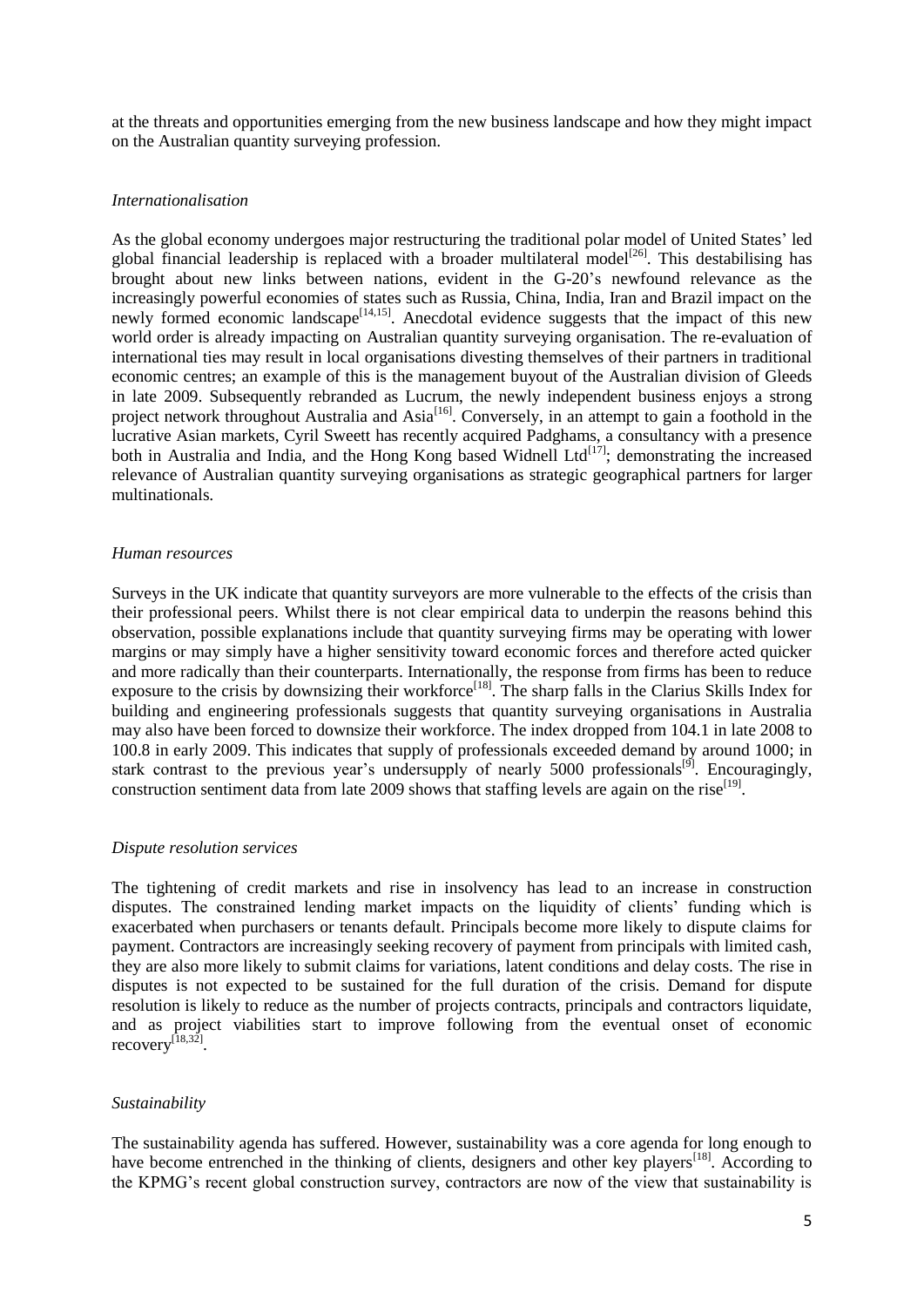at the threats and opportunities emerging from the new business landscape and how they might impact on the Australian quantity surveying profession.

*Internationalisation*

As the global economy undergoes major restructuring the traditional polar model of United States' led global financial leadership is replaced with a broader multilateral model[26]. This destabilising has brought about new links between nations, evident in the G-20's newfound relevance as the increasingly powerful economies of states such as Russia, China, India, Iran and Brazil impact on the newly formed economic landscape[14,15]. Anecdotal evidence suggests that the impact of this new world order is already impacting on Australian quantity surveying organisation. The re-evaluation of international ties may result in local organisations divesting themselves of their partners in traditional economic centres; an example of this is the management buyout of the Australian division of Gleeds in late 2009. Subsequently rebranded as Lucrum, the newly independent business enjoys a strong project network throughout Australia and Asia[16]. Conversely, in an attempt to gain a foothold in the lucrative Asian markets, Cyril Sweett has recently acquired Padghams, a consultancy with a presence both in Australia and India, and the Hong Kong based Widnell Ltd[17]; demonstrating the increased relevance of Australian quantity surveying organisations as strategic geographical partners for larger multinationals.

*Human resources*

Surveys in the UK indicate that quantity surveyors are more vulnerable to the effects of the crisis than their professional peers. Whilst there is not clear empirical data to underpin the reasons behind this observation, possible explanations include that quantity surveying firms may be operating with lower margins or may simply have a higher sensitivity toward economic forces and therefore acted quicker and more radically than their counterparts. Internationally, the response from firms has been to reduce exposure to the crisis by downsizing their workforce[18]. The sharp falls in the Clarius Skills Index for building and engineering professionals suggests that quantity surveying organisations in Australia may also have been forced to downsize their workforce. The index dropped from 104.1 in late 2008 to 100.8 in early 2009. This indicates that supply of professionals exceeded demand by around 1000; in stark contrast to the previous year's undersupply of nearly 5000 professionals[9]. Encouragingly, construction sentiment data from late 2009 shows that staffing levels are again on the rise[19].

*Dispute resolution services*

The tightening of credit markets and rise in insolvency has lead to an increase in construction disputes. The constrained lending market impacts on the liquidity of clients' funding which is exacerbated when purchasers or tenants default. Principals become more likely to dispute claims for payment. Contractors are increasingly seeking recovery of payment from principals with limited cash, they are also more likely to submit claims for variations, latent conditions and delay costs. The rise in disputes is not expected to be sustained for the full duration of the crisis. Demand for dispute resolution is likely to reduce as the number of projects contracts, principals and contractors liquidate, and as project viabilities start to improve following from the eventual onset of economic recovery[18,32].

*Sustainability*

The sustainability agenda has suffered. However, sustainability was a core agenda for long enough to have become entrenched in the thinking of clients, designers and other key players[18]. According to the KPMG's recent global construction survey, contractors are now of the view that sustainability is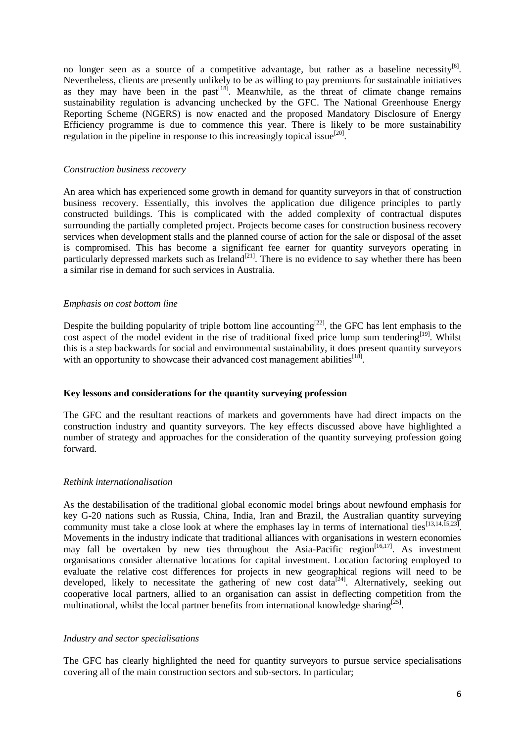no longer seen as a source of a competitive advantage, but rather as a baseline necessity[6]. Nevertheless, clients are presently unlikely to be as willing to pay premiums for sustainable initiatives as they may have been in the past[18]. Meanwhile, as the threat of climate change remains sustainability regulation is advancing unchecked by the GFC. The National Greenhouse Energy Reporting Scheme (NGERS) is now enacted and the proposed Mandatory Disclosure of Energy Efficiency programme is due to commence this year. There is likely to be more sustainability regulation in the pipeline in response to this increasingly topical issue[20].

*Construction business recovery*

An area which has experienced some growth in demand for quantity surveyors in that of construction business recovery. Essentially, this involves the application due diligence principles to partly constructed buildings. This is complicated with the added complexity of contractual disputes surrounding the partially completed project. Projects become cases for construction business recovery services when development stalls and the planned course of action for the sale or disposal of the asset is compromised. This has become a significant fee earner for quantity surveyors operating in particularly depressed markets such as Ireland[21]. There is no evidence to say whether there has been a similar rise in demand for such services in Australia.

*Emphasis on cost bottom line*

Despite the building popularity of triple bottom line accounting[22], the GFC has lent emphasis to the cost aspect of the model evident in the rise of traditional fixed price lump sum tendering[19]. Whilst this is a step backwards for social and environmental sustainability, it does present quantity surveyors with an opportunity to showcase their advanced cost management abilities[18].

**Key lessons and considerations for the quantity surveying profession**

The GFC and the resultant reactions of markets and governments have had direct impacts on the construction industry and quantity surveyors. The key effects discussed above have highlighted a number of strategy and approaches for the consideration of the quantity surveying profession going forward.

*Rethink internationalisation*

As the destabilisation of the traditional global economic model brings about newfound emphasis for key G-20 nations such as Russia, China, India, Iran and Brazil, the Australian quantity surveying community must take a close look at where the emphases lay in terms of international ties[13,14,15,23]. Movements in the industry indicate that traditional alliances with organisations in western economies may fall be overtaken by new ties throughout the Asia-Pacific region[16,17]. As investment organisations consider alternative locations for capital investment. Location factoring employed to evaluate the relative cost differences for projects in new geographical regions will need to be developed, likely to necessitate the gathering of new cost data[24]. Alternatively, seeking out cooperative local partners, allied to an organisation can assist in deflecting competition from the multinational, whilst the local partner benefits from international knowledge sharing[25].

*Industry and sector specialisations*

The GFC has clearly highlighted the need for quantity surveyors to pursue service specialisations covering all of the main construction sectors and sub-sectors. In particular;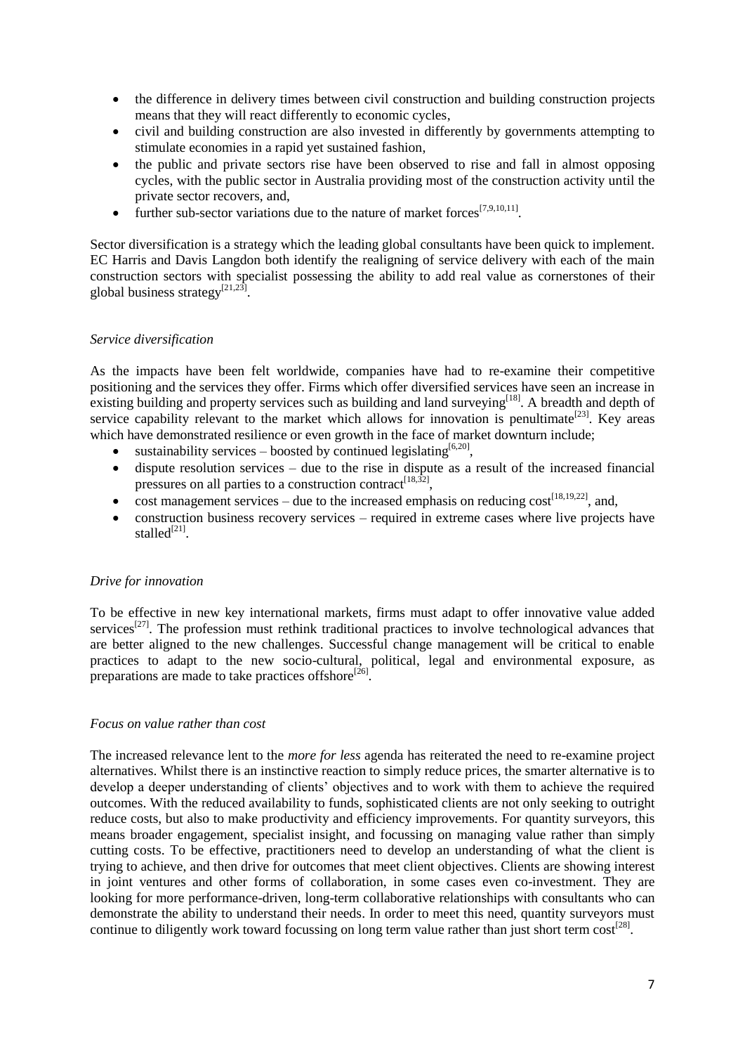- the difference in delivery times between civil construction and building construction projects means that they will react differently to economic cycles,
- civil and building construction are also invested in differently by governments attempting to stimulate economies in a rapid yet sustained fashion,
- the public and private sectors rise have been observed to rise and fall in almost opposing cycles, with the public sector in Australia providing most of the construction activity until the private sector recovers, and,
- further sub-sector variations due to the nature of market forces[7,9,10,11].

Sector diversification is a strategy which the leading global consultants have been quick to implement. EC Harris and Davis Langdon both identify the realigning of service delivery with each of the main construction sectors with specialist possessing the ability to add real value as cornerstones of their global business strategy[21,23].

*Service diversification*

As the impacts have been felt worldwide, companies have had to re-examine their competitive positioning and the services they offer. Firms which offer diversified services have seen an increase in existing building and property services such as building and land surveying[18]. A breadth and depth of service capability relevant to the market which allows for innovation is penultimate[23]. Key areas which have demonstrated resilience or even growth in the face of market downturn include;

- sustainability services – boosted by continued legislating[6,20],
- dispute resolution services – due to the rise in dispute as a result of the increased financial pressures on all parties to a construction contract[18,32],
- cost management services – due to the increased emphasis on reducing cost[18,19,22], and,
- construction business recovery services – required in extreme cases where live projects have stalled[21].

*Drive for innovation*

To be effective in new key international markets, firms must adapt to offer innovative value added services[27]. The profession must rethink traditional practices to involve technological advances that are better aligned to the new challenges. Successful change management will be critical to enable practices to adapt to the new socio-cultural, political, legal and environmental exposure, as preparations are made to take practices offshore[26].

*Focus on value rather than cost*

The increased relevance lent to the *more for less* agenda has reiterated the need to re-examine project alternatives. Whilst there is an instinctive reaction to simply reduce prices, the smarter alternative is to develop a deeper understanding of clients' objectives and to work with them to achieve the required outcomes. With the reduced availability to funds, sophisticated clients are not only seeking to outright reduce costs, but also to make productivity and efficiency improvements. For quantity surveyors, this means broader engagement, specialist insight, and focussing on managing value rather than simply cutting costs. To be effective, practitioners need to develop an understanding of what the client is trying to achieve, and then drive for outcomes that meet client objectives. Clients are showing interest in joint ventures and other forms of collaboration, in some cases even co-investment. They are looking for more performance-driven, long-term collaborative relationships with consultants who can demonstrate the ability to understand their needs. In order to meet this need, quantity surveyors must continue to diligently work toward focussing on long term value rather than just short term cost[28].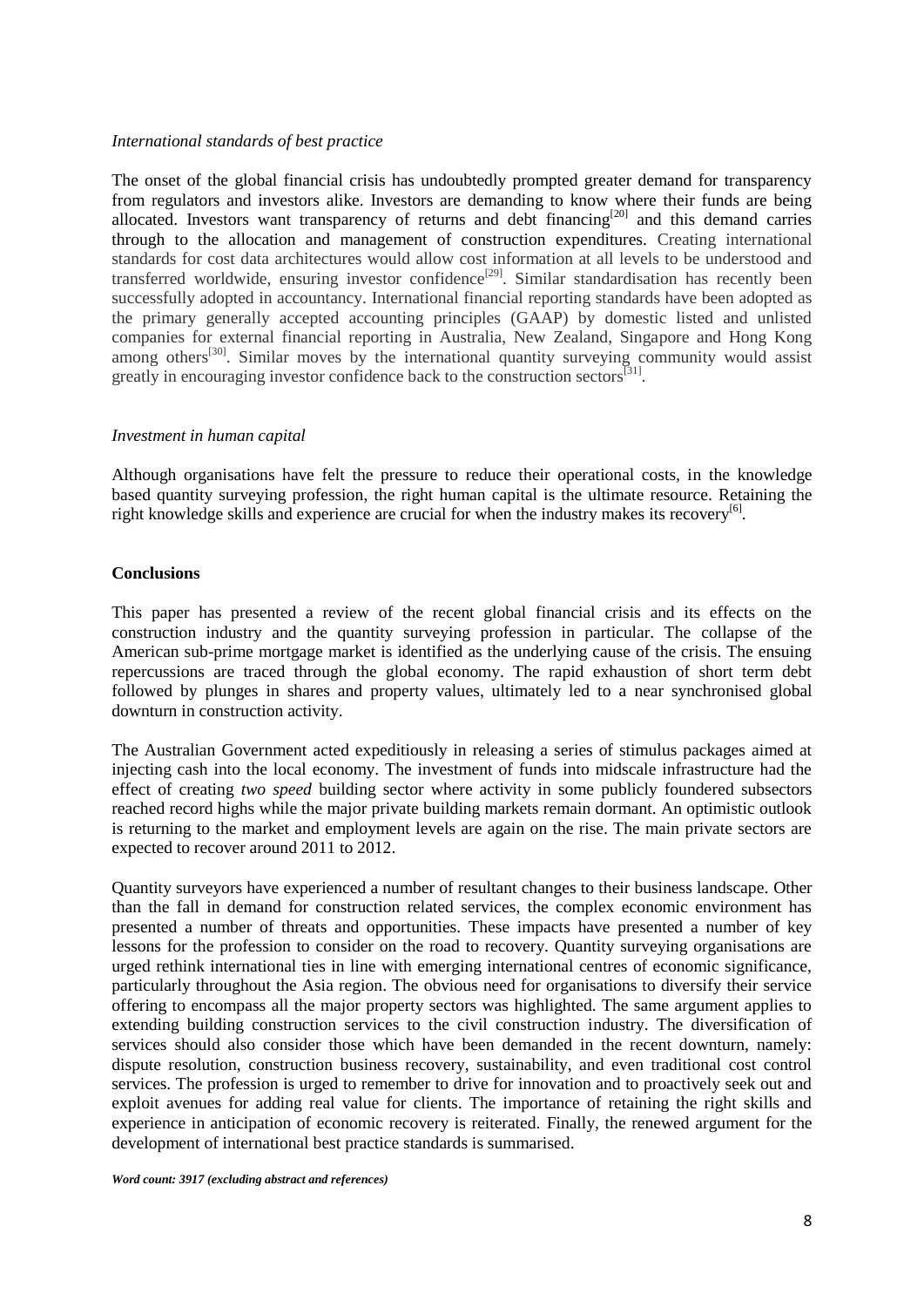*International standards of best practice*

The onset of the global financial crisis has undoubtedly prompted greater demand for transparency from regulators and investors alike. Investors are demanding to know where their funds are being allocated. Investors want transparency of returns and debt financing[20] and this demand carries through to the allocation and management of construction expenditures. Creating international standards for cost data architectures would allow cost information at all levels to be understood and transferred worldwide, ensuring investor confidence[29]. Similar standardisation has recently been successfully adopted in accountancy. International financial reporting standards have been adopted as the primary generally accepted accounting principles (GAAP) by domestic listed and unlisted companies for external financial reporting in Australia, New Zealand, Singapore and Hong Kong among others[30]. Similar moves by the international quantity surveying community would assist greatly in encouraging investor confidence back to the construction sectors[31].

*Investment in human capital*

Although organisations have felt the pressure to reduce their operational costs, in the knowledge based quantity surveying profession, the right human capital is the ultimate resource. Retaining the right knowledge skills and experience are crucial for when the industry makes its recovery[6].

**Conclusions**

This paper has presented a review of the recent global financial crisis and its effects on the construction industry and the quantity surveying profession in particular. The collapse of the American sub-prime mortgage market is identified as the underlying cause of the crisis. The ensuing repercussions are traced through the global economy. The rapid exhaustion of short term debt followed by plunges in shares and property values, ultimately led to a near synchronised global downturn in construction activity.

The Australian Government acted expeditiously in releasing a series of stimulus packages aimed at injecting cash into the local economy. The investment of funds into midscale infrastructure had the effect of creating *two speed* building sector where activity in some publicly foundered subsectors reached record highs while the major private building markets remain dormant. An optimistic outlook is returning to the market and employment levels are again on the rise. The main private sectors are expected to recover around 2011 to 2012.

Quantity surveyors have experienced a number of resultant changes to their business landscape. Other than the fall in demand for construction related services, the complex economic environment has presented a number of threats and opportunities. These impacts have presented a number of key lessons for the profession to consider on the road to recovery. Quantity surveying organisations are urged rethink international ties in line with emerging international centres of economic significance, particularly throughout the Asia region. The obvious need for organisations to diversify their service offering to encompass all the major property sectors was highlighted. The same argument applies to extending building construction services to the civil construction industry. The diversification of services should also consider those which have been demanded in the recent downturn, namely: dispute resolution, construction business recovery, sustainability, and even traditional cost control services. The profession is urged to remember to drive for innovation and to proactively seek out and exploit avenues for adding real value for clients. The importance of retaining the right skills and experience in anticipation of economic recovery is reiterated. Finally, the renewed argument for the development of international best practice standards is summarised.

***Word count: 3917 (excluding abstract and references)***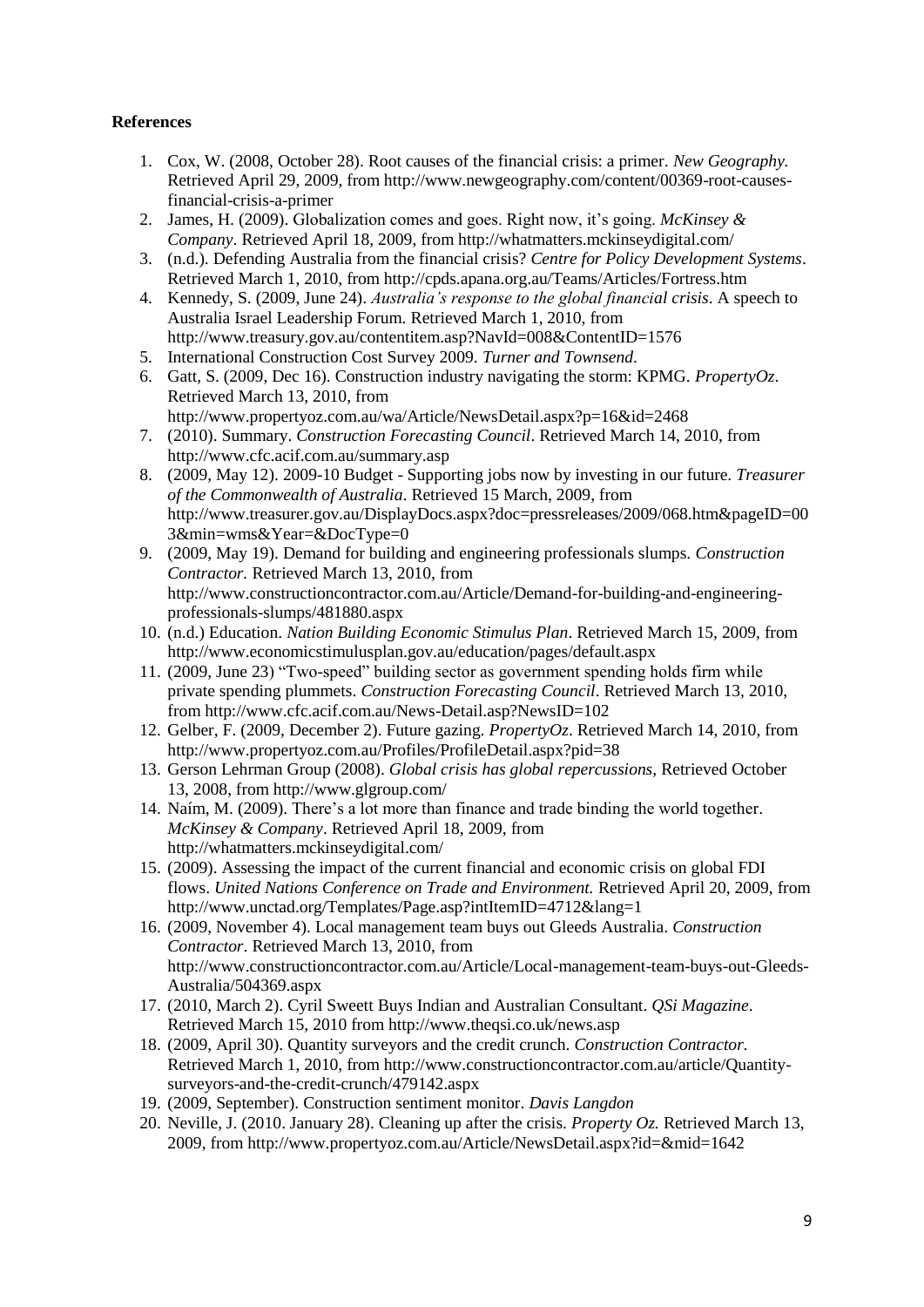**References**

1. Cox, W. (2008, October 28). Root causes of the financial crisis: a primer. *New Geography.* Retrieved April 29, 2009, from http://www.newgeography.com/content/00369-root-causes-financial-crisis-a-primer
2. James, H. (2009). Globalization comes and goes. Right now, it's going. *McKinsey & Company*. Retrieved April 18, 2009, from http://whatmatters.mckinseydigital.com/
3. (n.d.). Defending Australia from the financial crisis? *Centre for Policy Development Systems*. Retrieved March 1, 2010, from http://cpds.apana.org.au/Teams/Articles/Fortress.htm
4. Kennedy, S. (2009, June 24). *Australia's response to the global financial crisis*. A speech to Australia Israel Leadership Forum. Retrieved March 1, 2010, from http://www.treasury.gov.au/contentitem.asp?NavId=008&ContentID=1576
5. International Construction Cost Survey 2009. *Turner and Townsend*.
6. Gatt, S. (2009, Dec 16). Construction industry navigating the storm: KPMG. *PropertyOz*. Retrieved March 13, 2010, from http://www.propertyoz.com.au/wa/Article/NewsDetail.aspx?p=16&id=2468
7. (2010). Summary. *Construction Forecasting Council*. Retrieved March 14, 2010, from http://www.cfc.acif.com.au/summary.asp
8. (2009, May 12). 2009-10 Budget - Supporting jobs now by investing in our future. *Treasurer of the Commonwealth of Australia*. Retrieved 15 March, 2009, from http://www.treasurer.gov.au/DisplayDocs.aspx?doc=pressreleases/2009/068.htm&pageID=003&min=wms&Year=&DocType=0
9. (2009, May 19). Demand for building and engineering professionals slumps. *Construction Contractor.* Retrieved March 13, 2010, from http://www.constructioncontractor.com.au/Article/Demand-for-building-and-engineering-professionals-slumps/481880.aspx
10. (n.d.) Education. *Nation Building Economic Stimulus Plan*. Retrieved March 15, 2009, from http://www.economicstimulusplan.gov.au/education/pages/default.aspx
11. (2009, June 23) "Two-speed" building sector as government spending holds firm while private spending plummets. *Construction Forecasting Council*. Retrieved March 13, 2010, from http://www.cfc.acif.com.au/News-Detail.asp?NewsID=102
12. Gelber, F. (2009, December 2). Future gazing. *PropertyOz*. Retrieved March 14, 2010, from http://www.propertyoz.com.au/Profiles/ProfileDetail.aspx?pid=38
13. Gerson Lehrman Group (2008). *Global crisis has global repercussions*, Retrieved October 13, 2008, from http://www.glgroup.com/
14. Naím, M. (2009). There's a lot more than finance and trade binding the world together. *McKinsey & Company*. Retrieved April 18, 2009, from http://whatmatters.mckinseydigital.com/
15. (2009). Assessing the impact of the current financial and economic crisis on global FDI flows. *United Nations Conference on Trade and Environment.* Retrieved April 20, 2009, from http://www.unctad.org/Templates/Page.asp?intItemID=4712&lang=1
16. (2009, November 4). Local management team buys out Gleeds Australia. *Construction Contractor*. Retrieved March 13, 2010, from http://www.constructioncontractor.com.au/Article/Local-management-team-buys-out-Gleeds-Australia/504369.aspx
17. (2010, March 2). Cyril Sweett Buys Indian and Australian Consultant. *QSi Magazine*. Retrieved March 15, 2010 from http://www.theqsi.co.uk/news.asp
18. (2009, April 30). Quantity surveyors and the credit crunch. *Construction Contractor.* Retrieved March 1, 2010, from http://www.constructioncontractor.com.au/article/Quantity-surveyors-and-the-credit-crunch/479142.aspx
19. (2009, September). Construction sentiment monitor. *Davis Langdon*
20. Neville, J. (2010. January 28). Cleaning up after the crisis. *Property Oz.* Retrieved March 13, 2009, from http://www.propertyoz.com.au/Article/NewsDetail.aspx?id=&mid=1642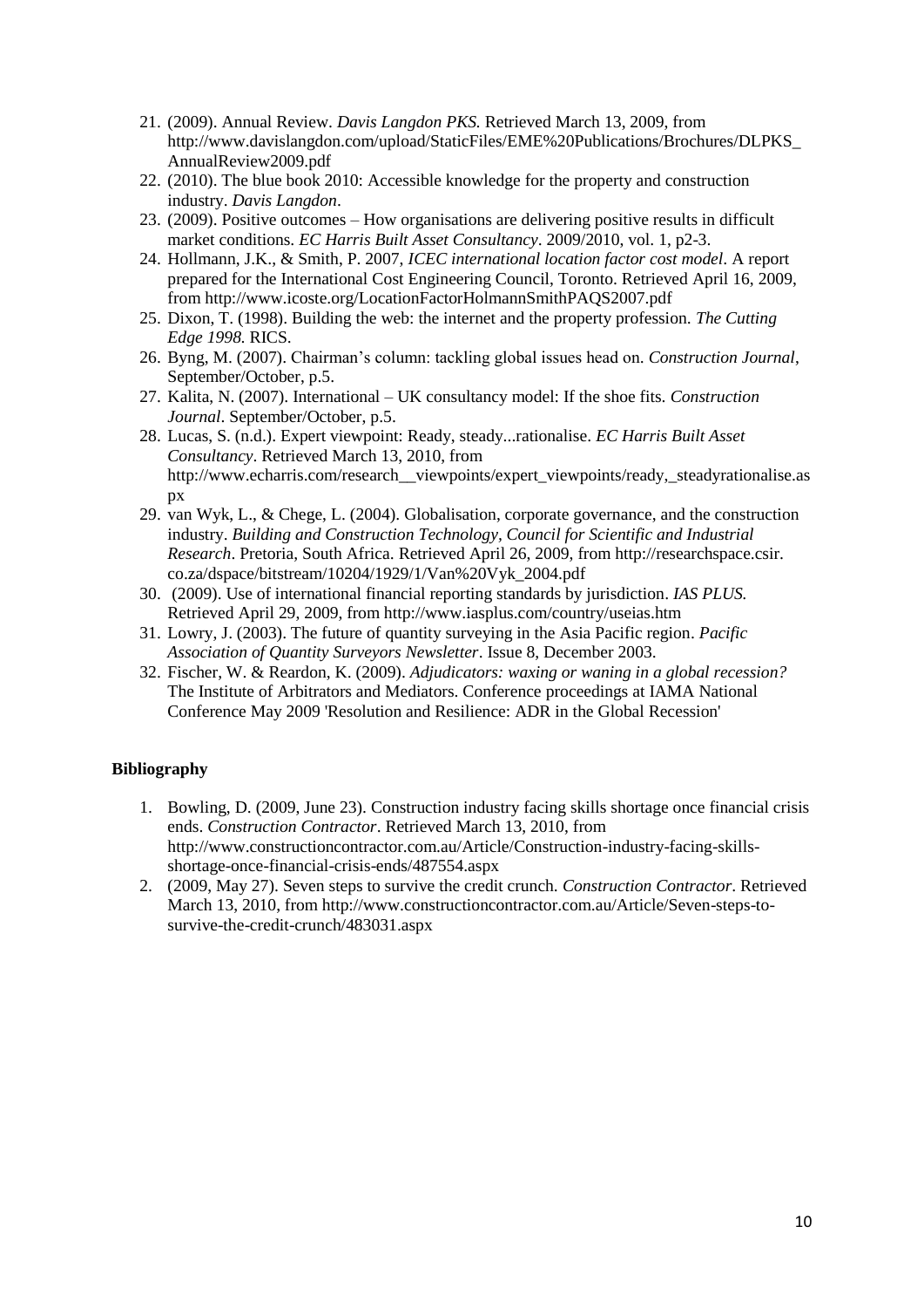21. (2009). Annual Review. *Davis Langdon PKS.* Retrieved March 13, 2009, from http://www.davislangdon.com/upload/StaticFiles/EME%20Publications/Brochures/DLPKS_AnnualReview2009.pdf
22. (2010). The blue book 2010: Accessible knowledge for the property and construction industry. *Davis Langdon*.
23. (2009). Positive outcomes – How organisations are delivering positive results in difficult market conditions. *EC Harris Built Asset Consultancy*. 2009/2010, vol. 1, p2-3.
24. Hollmann, J.K., & Smith, P. 2007, *ICEC international location factor cost model*. A report prepared for the International Cost Engineering Council, Toronto. Retrieved April 16, 2009, from http://www.icoste.org/LocationFactorHolmannSmithPAQS2007.pdf
25. Dixon, T. (1998). Building the web: the internet and the property profession. *The Cutting Edge 1998.* RICS.
26. Byng, M. (2007). Chairman's column: tackling global issues head on. *Construction Journal*, September/October, p.5.
27. Kalita, N. (2007). International – UK consultancy model: If the shoe fits. *Construction Journal*. September/October, p.5.
28. Lucas, S. (n.d.). Expert viewpoint: Ready, steady...rationalise. *EC Harris Built Asset Consultancy*. Retrieved March 13, 2010, from http://www.echarris.com/research__viewpoints/expert_viewpoints/ready,_steadyrationalise.aspx
29. van Wyk, L., & Chege, L. (2004). Globalisation, corporate governance, and the construction industry. *Building and Construction Technology, Council for Scientific and Industrial Research*. Pretoria, South Africa. Retrieved April 26, 2009, from http://researchspace.csir.co.za/dspace/bitstream/10204/1929/1/Van%20Vyk_2004.pdf
30. (2009). Use of international financial reporting standards by jurisdiction. *IAS PLUS.* Retrieved April 29, 2009, from http://www.iasplus.com/country/useias.htm
31. Lowry, J. (2003). The future of quantity surveying in the Asia Pacific region. *Pacific Association of Quantity Surveyors Newsletter*. Issue 8, December 2003.
32. Fischer, W. & Reardon, K. (2009). *Adjudicators: waxing or waning in a global recession?* The Institute of Arbitrators and Mediators. Conference proceedings at IAMA National Conference May 2009 'Resolution and Resilience: ADR in the Global Recession'

**Bibliography**

1. Bowling, D. (2009, June 23). Construction industry facing skills shortage once financial crisis ends. *Construction Contractor*. Retrieved March 13, 2010, from http://www.constructioncontractor.com.au/Article/Construction-industry-facing-skills-shortage-once-financial-crisis-ends/487554.aspx
2. (2009, May 27). Seven steps to survive the credit crunch. *Construction Contractor*. Retrieved March 13, 2010, from http://www.constructioncontractor.com.au/Article/Seven-steps-to-survive-the-credit-crunch/483031.aspx